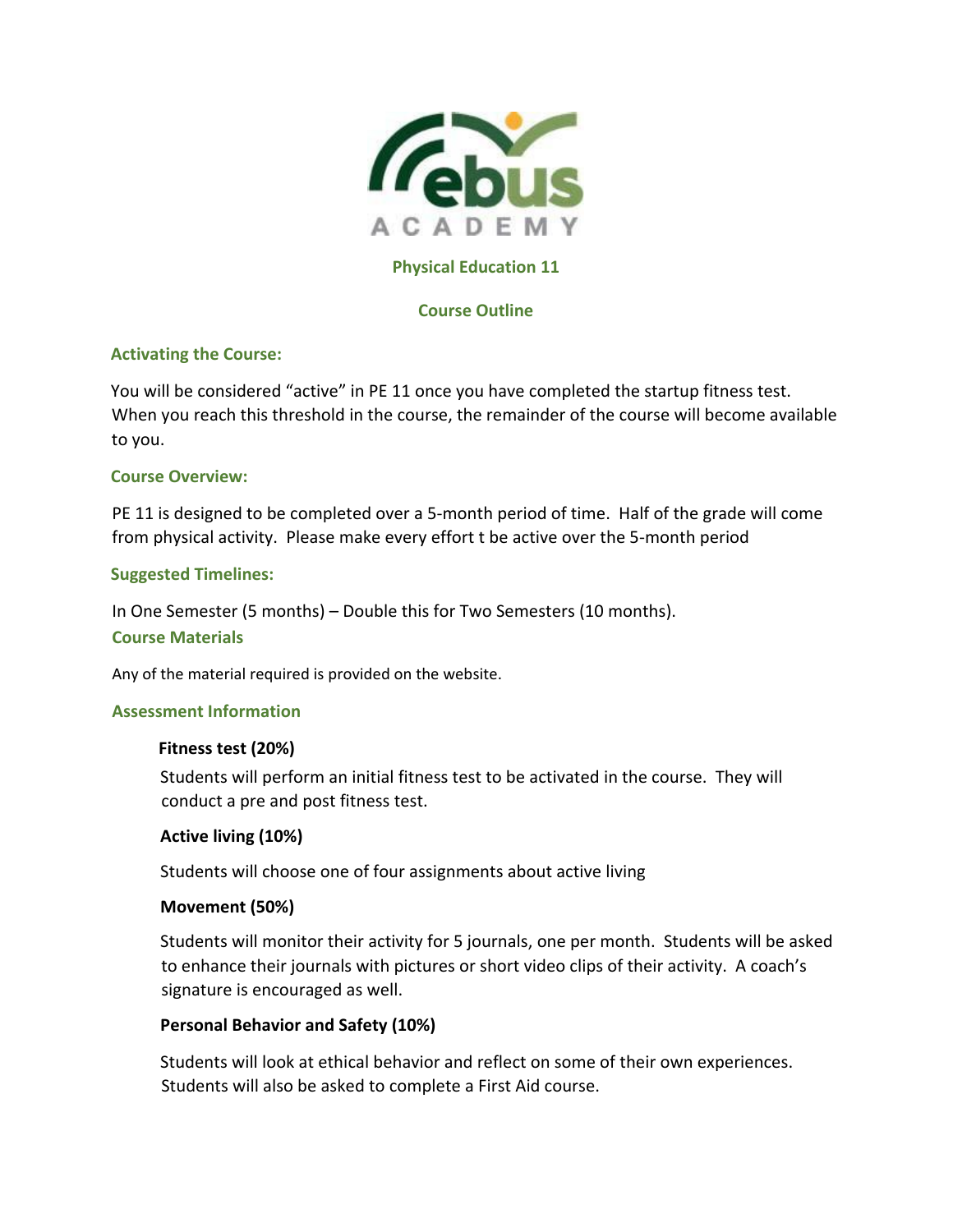Rebus ACADEMY

## Physical Education 11

## Course Outline

### Activating the Course:

You will be considered "active" in PE 11 once you have completed the startup fitness test. When you reach this threshold in the course, the remainder of the course will become available to you.

### Course Overview:

PE 11 is designed to be completed over a 5-month period of time. Half of the grade will come from physical activity. Please make every effort t be active over the 5-month period

### Suggested Timelines:

In One Semester (5 months) – Double this for Two Semesters (10 months).

### Course Materials

Any of the material required is provided on the website.

### Assessment Information

**Fitness test (20%)**

Students will perform an initial fitness test to be activated in the course. They will conduct a pre and post fitness test.

**Active living (10%)**

Students will choose one of four assignments about active living

**Movement (50%)**

Students will monitor their activity for 5 journals, one per month. Students will be asked to enhance their journals with pictures or short video clips of their activity. A coach's signature is encouraged as well.

**Personal Behavior and Safety (10%)**

Students will look at ethical behavior and reflect on some of their own experiences. Students will also be asked to complete a First Aid course.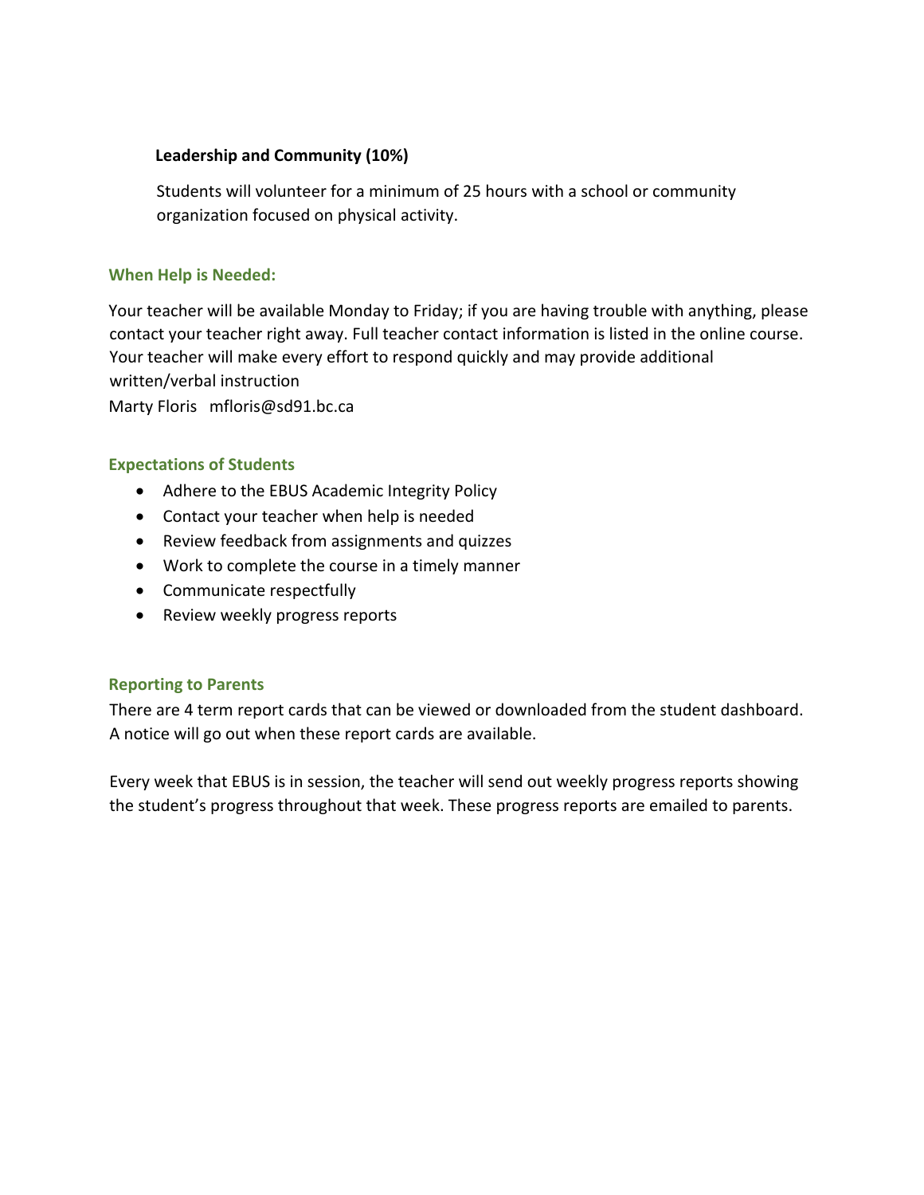**Leadership and Community (10%)**

Students will volunteer for a minimum of 25 hours with a school or community organization focused on physical activity.

### When Help is Needed:

Your teacher will be available Monday to Friday; if you are having trouble with anything, please contact your teacher right away. Full teacher contact information is listed in the online course. Your teacher will make every effort to respond quickly and may provide additional written/verbal instruction

Marty Floris mfloris@sd91.bc.ca

### Expectations of Students

- Adhere to the EBUS Academic Integrity Policy
- Contact your teacher when help is needed
- Review feedback from assignments and quizzes
- Work to complete the course in a timely manner
- Communicate respectfully
- Review weekly progress reports

### Reporting to Parents

There are 4 term report cards that can be viewed or downloaded from the student dashboard. A notice will go out when these report cards are available.

Every week that EBUS is in session, the teacher will send out weekly progress reports showing the student's progress throughout that week. These progress reports are emailed to parents.